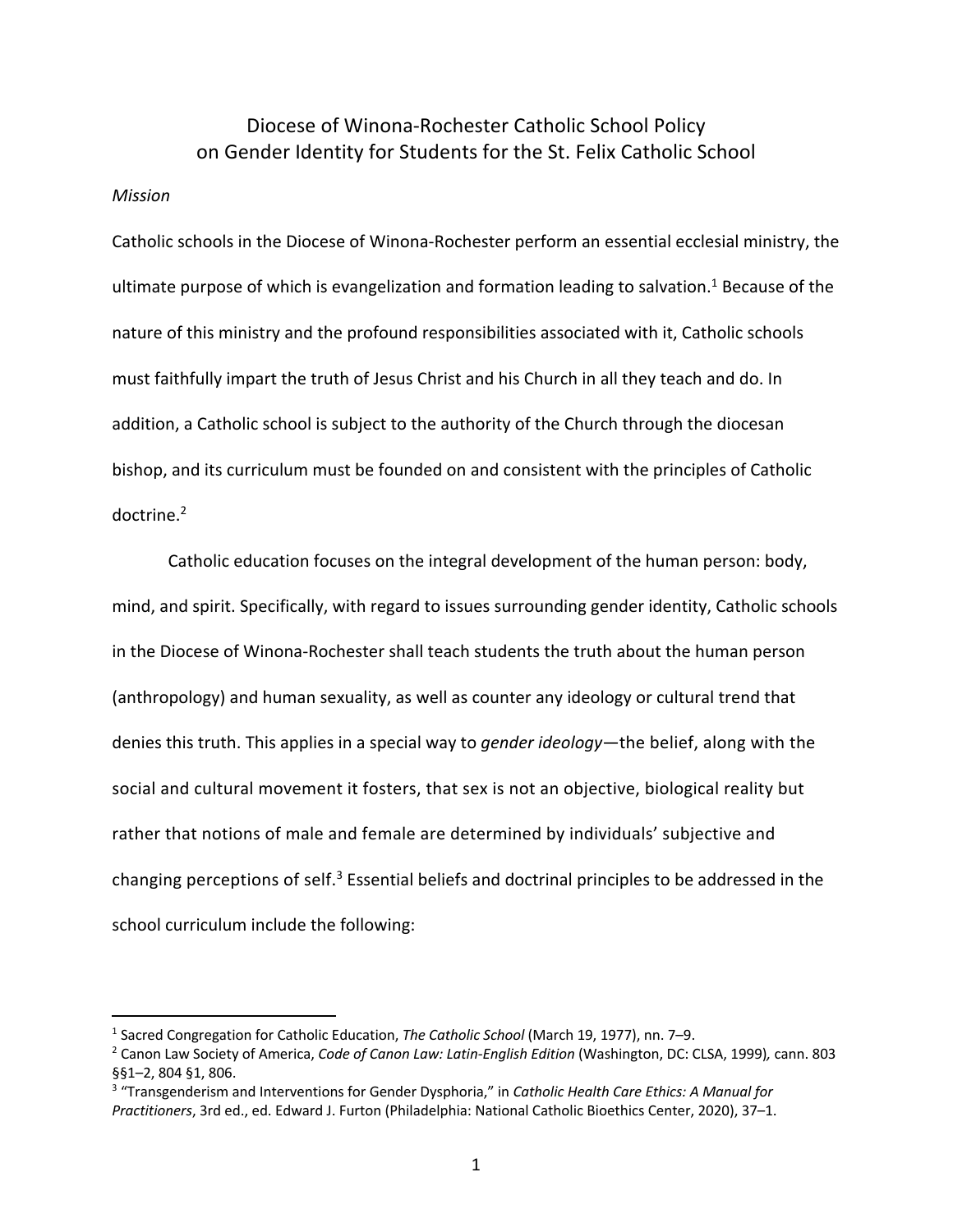# Diocese of Winona-Rochester Catholic School Policy on Gender Identity for Students for the St. Felix Catholic School

*Mission*

Catholic schools in the Diocese of Winona-Rochester perform an essential ecclesial ministry, the ultimate purpose of which is evangelization and formation leading to salvation.[1] Because of the nature of this ministry and the profound responsibilities associated with it, Catholic schools must faithfully impart the truth of Jesus Christ and his Church in all they teach and do. In addition, a Catholic school is subject to the authority of the Church through the diocesan bishop, and its curriculum must be founded on and consistent with the principles of Catholic doctrine.[2]

Catholic education focuses on the integral development of the human person: body, mind, and spirit. Specifically, with regard to issues surrounding gender identity, Catholic schools in the Diocese of Winona-Rochester shall teach students the truth about the human person (anthropology) and human sexuality, as well as counter any ideology or cultural trend that denies this truth. This applies in a special way to *gender ideology*—the belief, along with the social and cultural movement it fosters, that sex is not an objective, biological reality but rather that notions of male and female are determined by individuals' subjective and changing perceptions of self.[3] Essential beliefs and doctrinal principles to be addressed in the school curriculum include the following:

---

[1] Sacred Congregation for Catholic Education, *The Catholic School* (March 19, 1977), nn. 7–9.

[2] Canon Law Society of America, *Code of Canon Law: Latin-English Edition* (Washington, DC: CLSA, 1999), cann. 803 §§1–2, 804 §1, 806.

[3] "Transgenderism and Interventions for Gender Dysphoria," in *Catholic Health Care Ethics: A Manual for Practitioners*, 3rd ed., ed. Edward J. Furton (Philadelphia: National Catholic Bioethics Center, 2020), 37–1.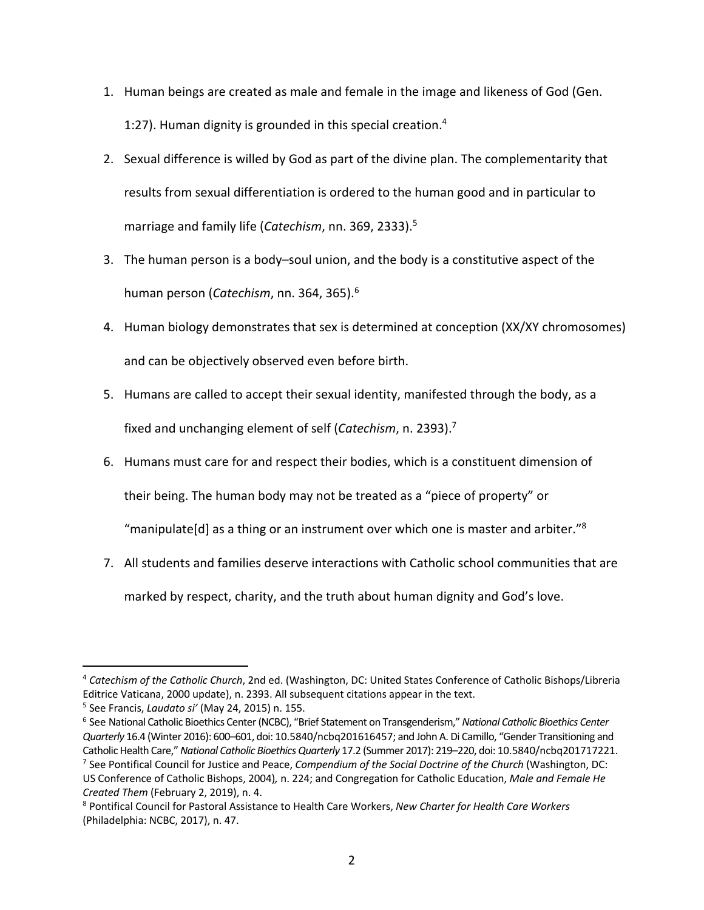1. Human beings are created as male and female in the image and likeness of God (Gen. 1:27). Human dignity is grounded in this special creation.[4]
2. Sexual difference is willed by God as part of the divine plan. The complementarity that results from sexual differentiation is ordered to the human good and in particular to marriage and family life (*Catechism*, nn. 369, 2333).[5]
3. The human person is a body–soul union, and the body is a constitutive aspect of the human person (*Catechism*, nn. 364, 365).[6]
4. Human biology demonstrates that sex is determined at conception (XX/XY chromosomes) and can be objectively observed even before birth.
5. Humans are called to accept their sexual identity, manifested through the body, as a fixed and unchanging element of self (*Catechism*, n. 2393).[7]
6. Humans must care for and respect their bodies, which is a constituent dimension of their being. The human body may not be treated as a "piece of property" or "manipulate[d] as a thing or an instrument over which one is master and arbiter."[8]
7. All students and families deserve interactions with Catholic school communities that are marked by respect, charity, and the truth about human dignity and God's love.

---

[4] *Catechism of the Catholic Church*, 2nd ed. (Washington, DC: United States Conference of Catholic Bishops/Libreria Editrice Vaticana, 2000 update), n. 2393. All subsequent citations appear in the text.

[5] See Francis, *Laudato si'* (May 24, 2015) n. 155.

[6] See National Catholic Bioethics Center (NCBC), "Brief Statement on Transgenderism," *National Catholic Bioethics Center Quarterly* 16.4 (Winter 2016): 600–601, doi: 10.5840/ncbq201616457; and John A. Di Camillo, "Gender Transitioning and Catholic Health Care," *National Catholic Bioethics Quarterly* 17.2 (Summer 2017): 219–220, doi: 10.5840/ncbq201717221.

[7] See Pontifical Council for Justice and Peace, *Compendium of the Social Doctrine of the Church* (Washington, DC: US Conference of Catholic Bishops, 2004), n. 224; and Congregation for Catholic Education, *Male and Female He Created Them* (February 2, 2019), n. 4.

[8] Pontifical Council for Pastoral Assistance to Health Care Workers, *New Charter for Health Care Workers* (Philadelphia: NCBC, 2017), n. 47.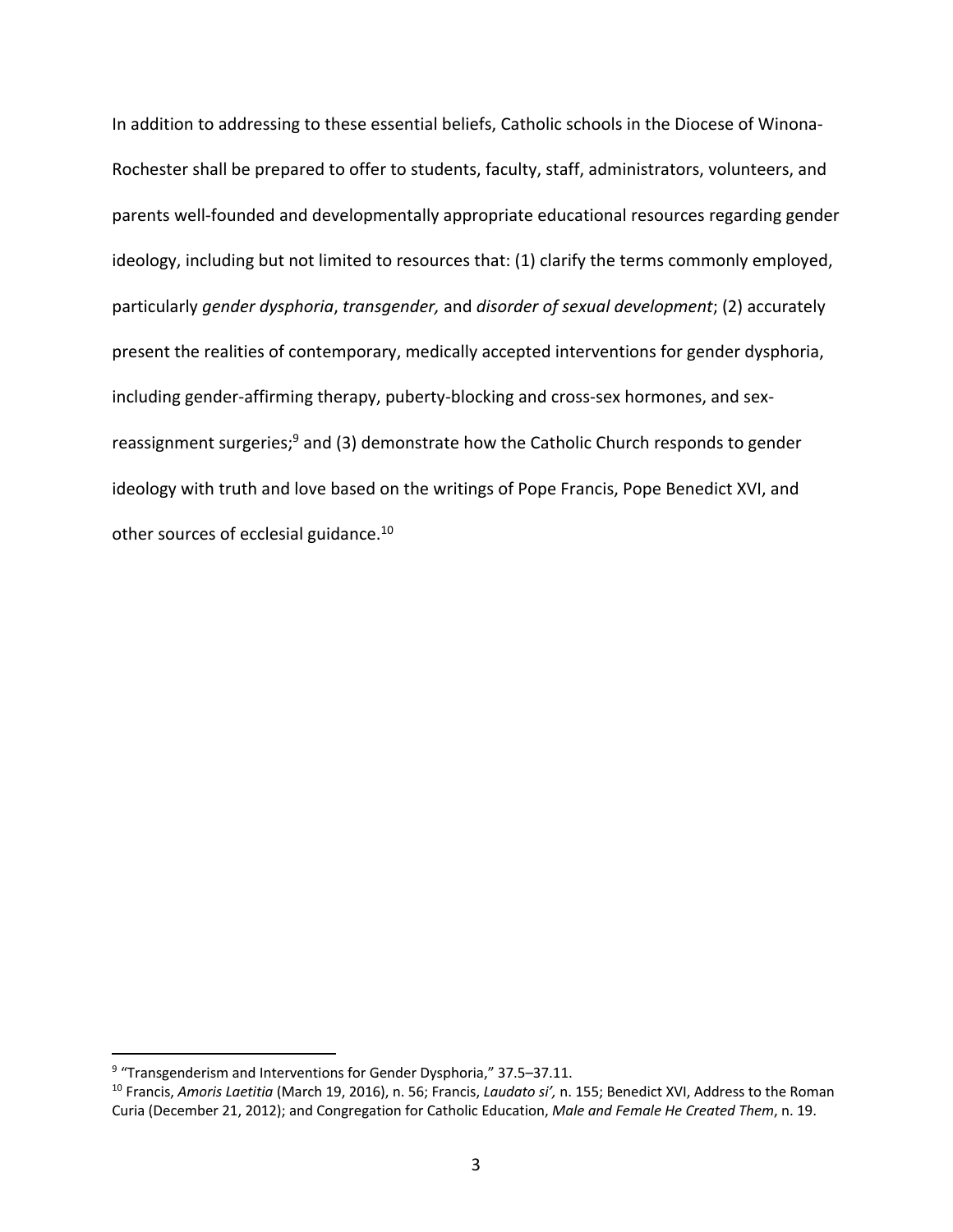In addition to addressing to these essential beliefs, Catholic schools in the Diocese of Winona-Rochester shall be prepared to offer to students, faculty, staff, administrators, volunteers, and parents well-founded and developmentally appropriate educational resources regarding gender ideology, including but not limited to resources that: (1) clarify the terms commonly employed, particularly *gender dysphoria*, *transgender,* and *disorder of sexual development*; (2) accurately present the realities of contemporary, medically accepted interventions for gender dysphoria, including gender-affirming therapy, puberty-blocking and cross-sex hormones, and sex-reassignment surgeries;[9] and (3) demonstrate how the Catholic Church responds to gender ideology with truth and love based on the writings of Pope Francis, Pope Benedict XVI, and other sources of ecclesial guidance.[10]

---

[9] "Transgenderism and Interventions for Gender Dysphoria," 37.5–37.11.

[10] Francis, *Amoris Laetitia* (March 19, 2016), n. 56; Francis, *Laudato si',* n. 155; Benedict XVI, Address to the Roman Curia (December 21, 2012); and Congregation for Catholic Education, *Male and Female He Created Them*, n. 19.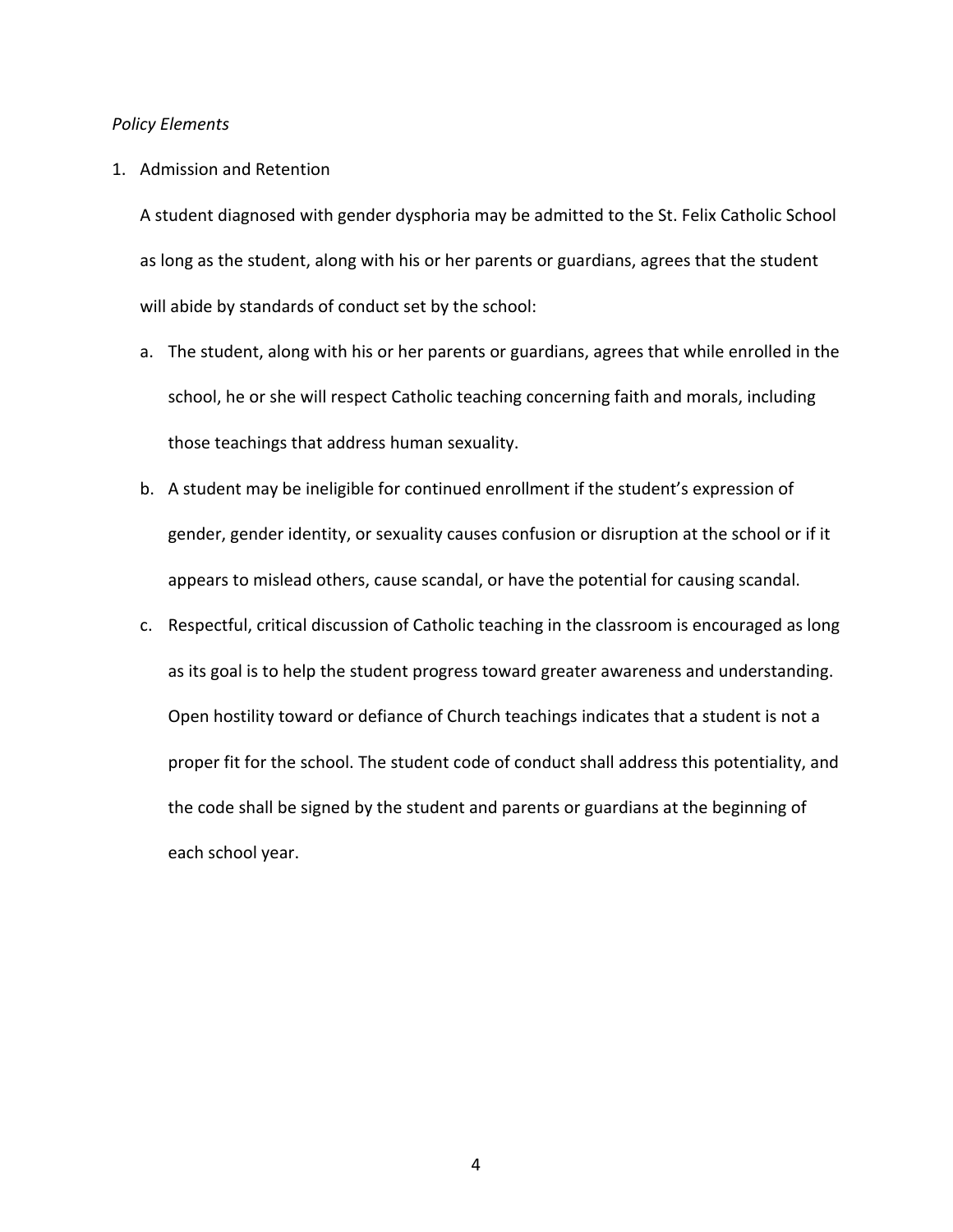*Policy Elements*

1. Admission and Retention

   A student diagnosed with gender dysphoria may be admitted to the St. Felix Catholic School as long as the student, along with his or her parents or guardians, agrees that the student will abide by standards of conduct set by the school:

   a. The student, along with his or her parents or guardians, agrees that while enrolled in the school, he or she will respect Catholic teaching concerning faith and morals, including those teachings that address human sexuality.

   b. A student may be ineligible for continued enrollment if the student's expression of gender, gender identity, or sexuality causes confusion or disruption at the school or if it appears to mislead others, cause scandal, or have the potential for causing scandal.

   c. Respectful, critical discussion of Catholic teaching in the classroom is encouraged as long as its goal is to help the student progress toward greater awareness and understanding. Open hostility toward or defiance of Church teachings indicates that a student is not a proper fit for the school. The student code of conduct shall address this potentiality, and the code shall be signed by the student and parents or guardians at the beginning of each school year.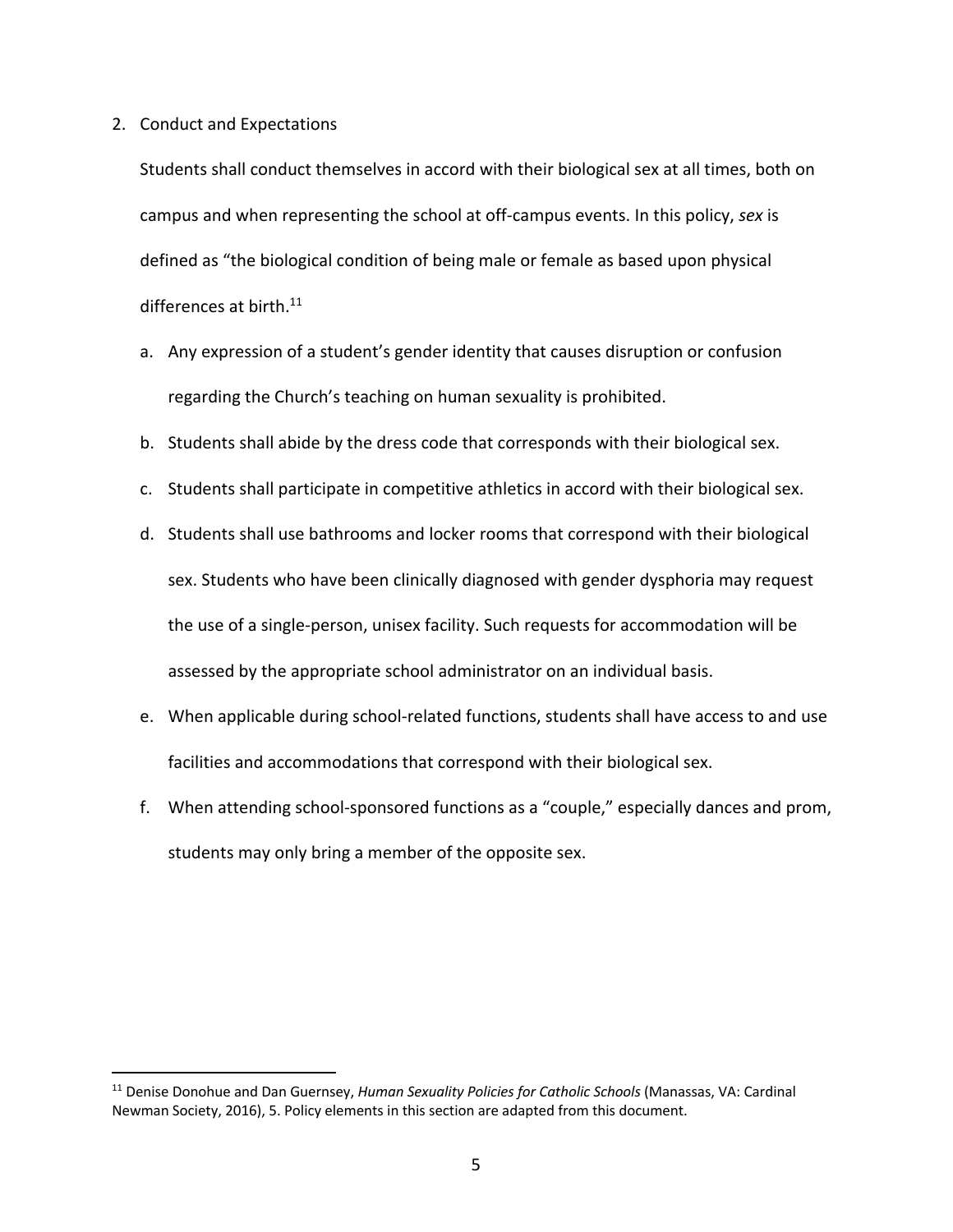2. Conduct and Expectations

   Students shall conduct themselves in accord with their biological sex at all times, both on campus and when representing the school at off-campus events. In this policy, *sex* is defined as "the biological condition of being male or female as based upon physical differences at birth.[11]

   a. Any expression of a student's gender identity that causes disruption or confusion regarding the Church's teaching on human sexuality is prohibited.
   b. Students shall abide by the dress code that corresponds with their biological sex.
   c. Students shall participate in competitive athletics in accord with their biological sex.
   d. Students shall use bathrooms and locker rooms that correspond with their biological sex. Students who have been clinically diagnosed with gender dysphoria may request the use of a single-person, unisex facility. Such requests for accommodation will be assessed by the appropriate school administrator on an individual basis.
   e. When applicable during school-related functions, students shall have access to and use facilities and accommodations that correspond with their biological sex.
   f. When attending school-sponsored functions as a "couple," especially dances and prom, students may only bring a member of the opposite sex.

---

[11] Denise Donohue and Dan Guernsey, *Human Sexuality Policies for Catholic Schools* (Manassas, VA: Cardinal Newman Society, 2016), 5. Policy elements in this section are adapted from this document.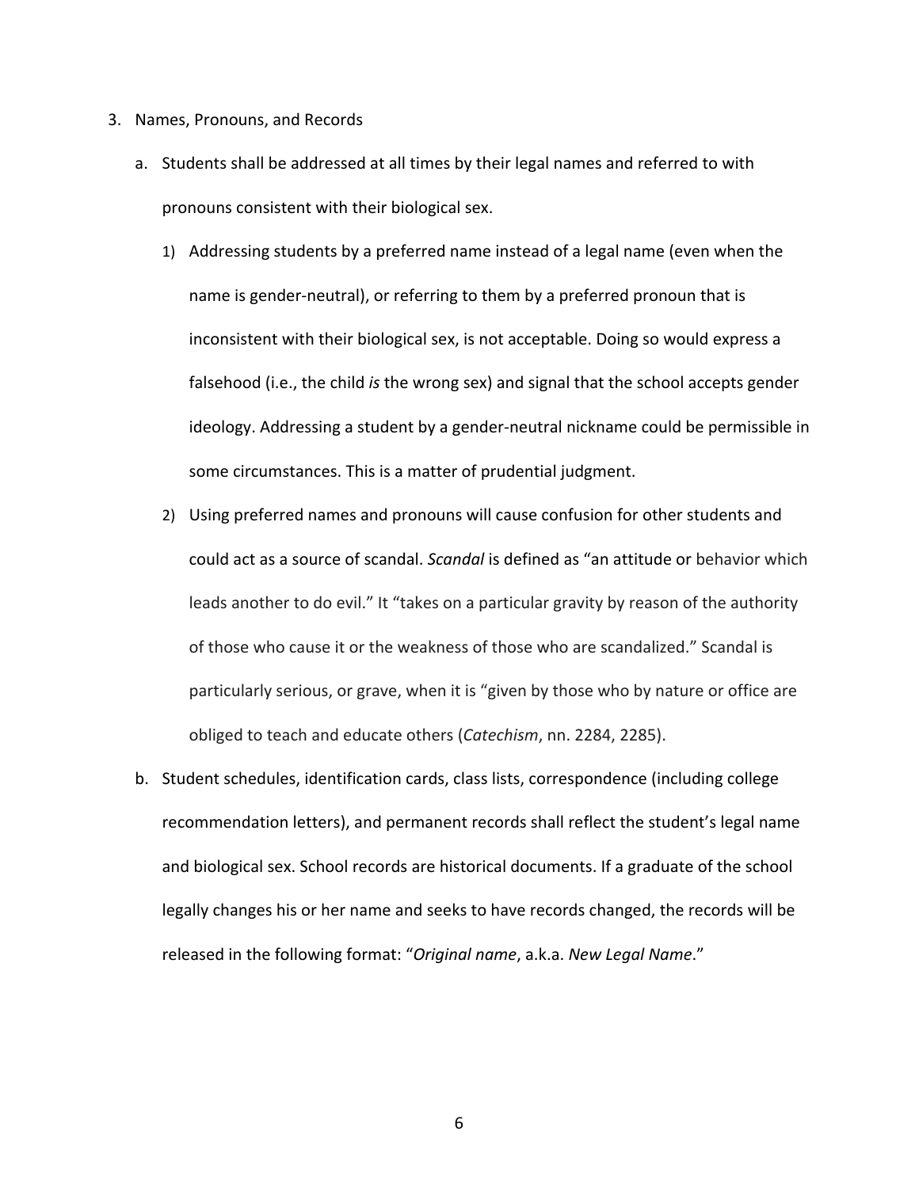3. Names, Pronouns, and Records

   a. Students shall be addressed at all times by their legal names and referred to with pronouns consistent with their biological sex.

      1) Addressing students by a preferred name instead of a legal name (even when the name is gender-neutral), or referring to them by a preferred pronoun that is inconsistent with their biological sex, is not acceptable. Doing so would express a falsehood (i.e., the child *is* the wrong sex) and signal that the school accepts gender ideology. Addressing a student by a gender-neutral nickname could be permissible in some circumstances. This is a matter of prudential judgment.

      2) Using preferred names and pronouns will cause confusion for other students and could act as a source of scandal. *Scandal* is defined as "an attitude or behavior which leads another to do evil." It "takes on a particular gravity by reason of the authority of those who cause it or the weakness of those who are scandalized." Scandal is particularly serious, or grave, when it is "given by those who by nature or office are obliged to teach and educate others (*Catechism*, nn. 2284, 2285).

   b. Student schedules, identification cards, class lists, correspondence (including college recommendation letters), and permanent records shall reflect the student's legal name and biological sex. School records are historical documents. If a graduate of the school legally changes his or her name and seeks to have records changed, the records will be released in the following format: "*Original name*, a.k.a. *New Legal Name*."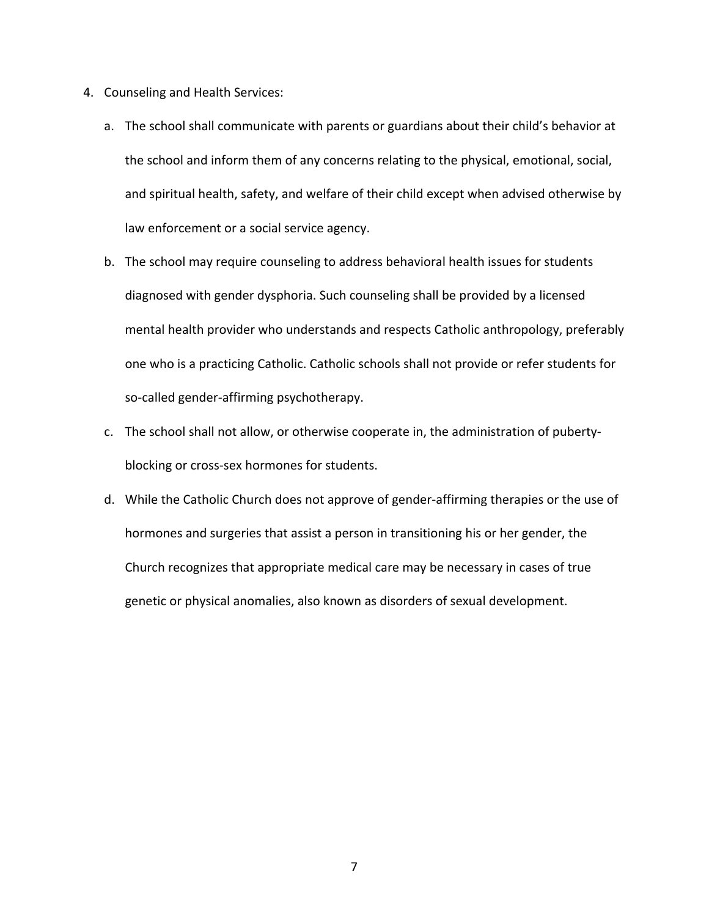4. Counseling and Health Services:

   a. The school shall communicate with parents or guardians about their child's behavior at the school and inform them of any concerns relating to the physical, emotional, social, and spiritual health, safety, and welfare of their child except when advised otherwise by law enforcement or a social service agency.

   b. The school may require counseling to address behavioral health issues for students diagnosed with gender dysphoria. Such counseling shall be provided by a licensed mental health provider who understands and respects Catholic anthropology, preferably one who is a practicing Catholic. Catholic schools shall not provide or refer students for so-called gender-affirming psychotherapy.

   c. The school shall not allow, or otherwise cooperate in, the administration of puberty-blocking or cross-sex hormones for students.

   d. While the Catholic Church does not approve of gender-affirming therapies or the use of hormones and surgeries that assist a person in transitioning his or her gender, the Church recognizes that appropriate medical care may be necessary in cases of true genetic or physical anomalies, also known as disorders of sexual development.